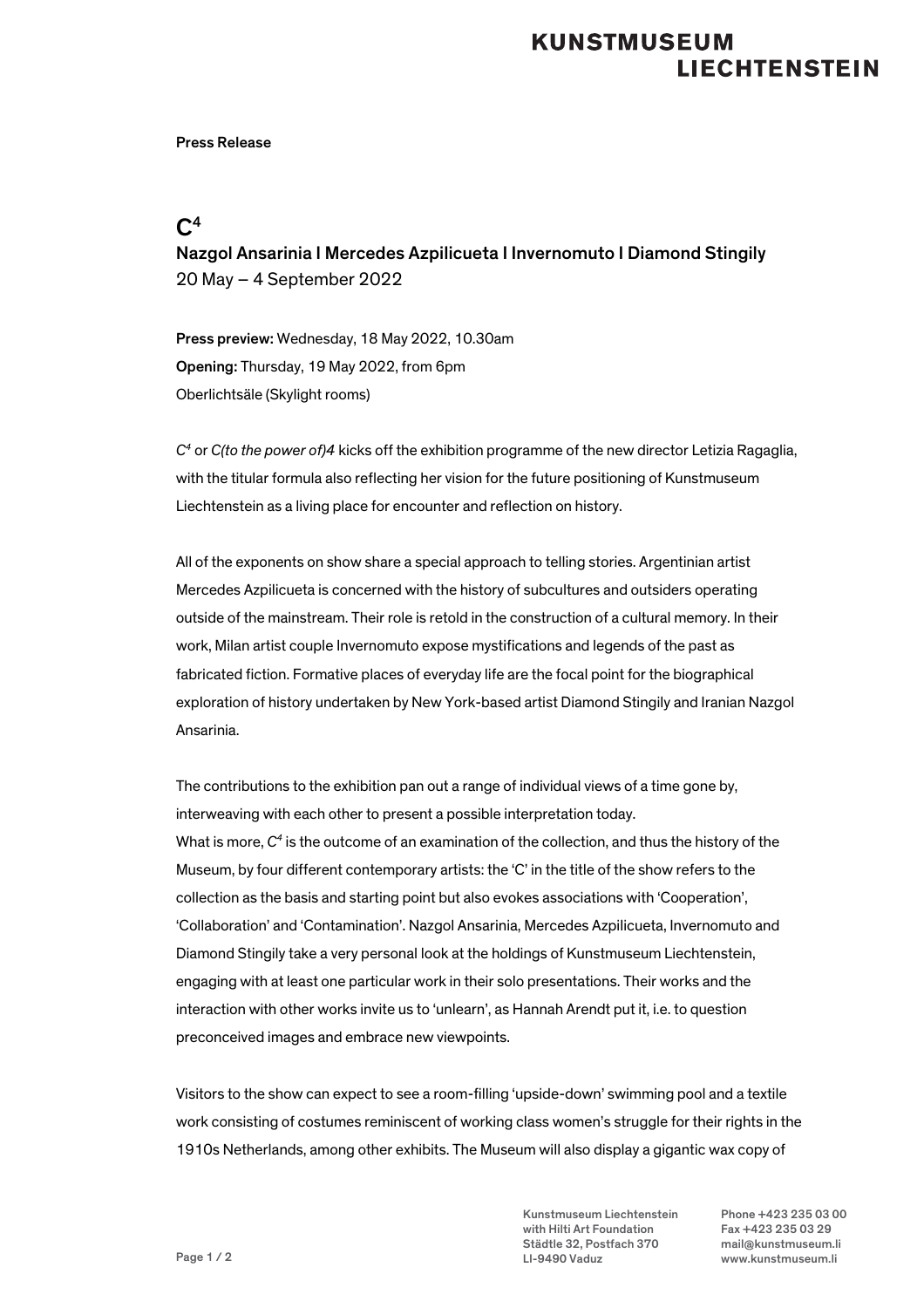Press Release

# $C^4$

## Nazgol Ansarinia I Mercedes Azpilicueta I Invernomuto I Diamond Stingily

20 May – 4 September 2022

**Press preview:** Wednesday, 18 May 2022, 10.30am
**Opening:** Thursday, 19 May 2022, from 6pm
Oberlichtsäle (Skylight rooms)

*$C^4$* or *C(to the power of)4* kicks off the exhibition programme of the new director Letizia Ragaglia, with the titular formula also reflecting her vision for the future positioning of Kunstmuseum Liechtenstein as a living place for encounter and reflection on history.

All of the exponents on show share a special approach to telling stories. Argentinian artist Mercedes Azpilicueta is concerned with the history of subcultures and outsiders operating outside of the mainstream. Their role is retold in the construction of a cultural memory. In their work, Milan artist couple Invernomuto expose mystifications and legends of the past as fabricated fiction. Formative places of everyday life are the focal point for the biographical exploration of history undertaken by New York-based artist Diamond Stingily and Iranian Nazgol Ansarinia.

The contributions to the exhibition pan out a range of individual views of a time gone by, interweaving with each other to present a possible interpretation today.
What is more, *$C^4$* is the outcome of an examination of the collection, and thus the history of the Museum, by four different contemporary artists: the 'C' in the title of the show refers to the collection as the basis and starting point but also evokes associations with 'Cooperation', 'Collaboration' and 'Contamination'. Nazgol Ansarinia, Mercedes Azpilicueta, Invernomuto and Diamond Stingily take a very personal look at the holdings of Kunstmuseum Liechtenstein, engaging with at least one particular work in their solo presentations. Their works and the interaction with other works invite us to 'unlearn', as Hannah Arendt put it, i.e. to question preconceived images and embrace new viewpoints.

Visitors to the show can expect to see a room-filling 'upside-down' swimming pool and a textile work consisting of costumes reminiscent of working class women's struggle for their rights in the 1910s Netherlands, among other exhibits. The Museum will also display a gigantic wax copy of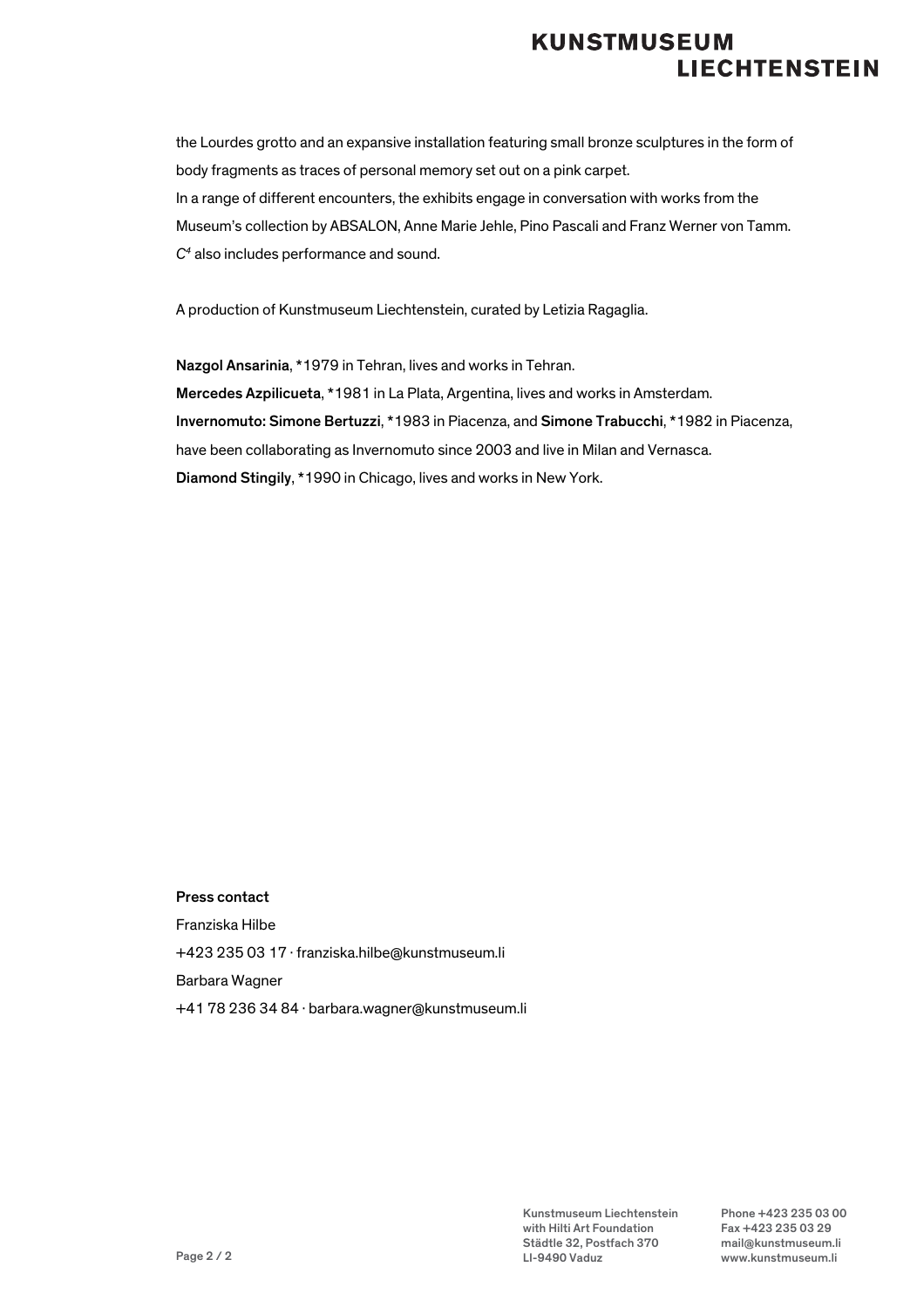the Lourdes grotto and an expansive installation featuring small bronze sculptures in the form of body fragments as traces of personal memory set out on a pink carpet.
In a range of different encounters, the exhibits engage in conversation with works from the Museum's collection by ABSALON, Anne Marie Jehle, Pino Pascali and Franz Werner von Tamm.
*C*[4] also includes performance and sound.

A production of Kunstmuseum Liechtenstein, curated by Letizia Ragaglia.

**Nazgol Ansarinia**, *1979 in Tehran, lives and works in Tehran.
**Mercedes Azpilicueta**, *1981 in La Plata, Argentina, lives and works in Amsterdam.
**Invernomuto: Simone Bertuzzi**, *1983 in Piacenza, and **Simone Trabucchi**, *1982 in Piacenza, have been collaborating as Invernomuto since 2003 and live in Milan and Vernasca.
**Diamond Stingily**, *1990 in Chicago, lives and works in New York.

**Press contact**
Franziska Hilbe
+423 235 03 17 · franziska.hilbe@kunstmuseum.li
Barbara Wagner
+41 78 236 34 84 · barbara.wagner@kunstmuseum.li

Kunstmuseum Liechtenstein
with Hilti Art Foundation
Städtle 32, Postfach 370
LI-9490 Vaduz

Phone +423 235 03 00
Fax +423 235 03 29
mail@kunstmuseum.li
www.kunstmuseum.li